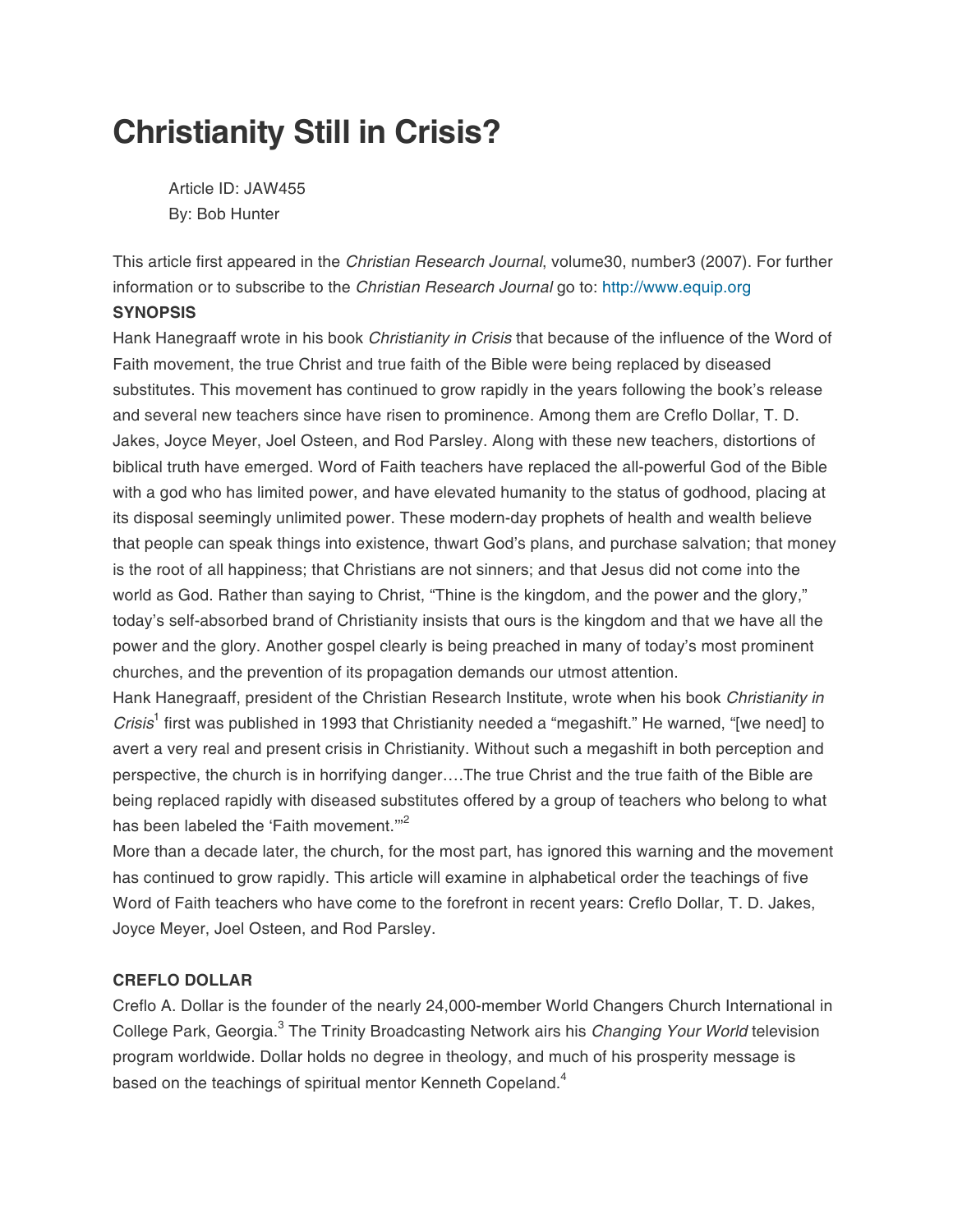# Christianity Still in Crisis?

Article ID: JAW455
By: Bob Hunter

This article first appeared in the *Christian Research Journal*, volume30, number3 (2007). For further information or to subscribe to the *Christian Research Journal* go to: http://www.equip.org

**SYNOPSIS**

Hank Hanegraaff wrote in his book *Christianity in Crisis* that because of the influence of the Word of Faith movement, the true Christ and true faith of the Bible were being replaced by diseased substitutes. This movement has continued to grow rapidly in the years following the book's release and several new teachers since have risen to prominence. Among them are Creflo Dollar, T. D. Jakes, Joyce Meyer, Joel Osteen, and Rod Parsley. Along with these new teachers, distortions of biblical truth have emerged. Word of Faith teachers have replaced the all-powerful God of the Bible with a god who has limited power, and have elevated humanity to the status of godhood, placing at its disposal seemingly unlimited power. These modern-day prophets of health and wealth believe that people can speak things into existence, thwart God's plans, and purchase salvation; that money is the root of all happiness; that Christians are not sinners; and that Jesus did not come into the world as God. Rather than saying to Christ, "Thine is the kingdom, and the power and the glory," today's self-absorbed brand of Christianity insists that ours is the kingdom and that we have all the power and the glory. Another gospel clearly is being preached in many of today's most prominent churches, and the prevention of its propagation demands our utmost attention.

Hank Hanegraaff, president of the Christian Research Institute, wrote when his book *Christianity in Crisis*[1] first was published in 1993 that Christianity needed a "megashift." He warned, "[we need] to avert a very real and present crisis in Christianity. Without such a megashift in both perception and perspective, the church is in horrifying danger….The true Christ and the true faith of the Bible are being replaced rapidly with diseased substitutes offered by a group of teachers who belong to what has been labeled the 'Faith movement.'"[2]

More than a decade later, the church, for the most part, has ignored this warning and the movement has continued to grow rapidly. This article will examine in alphabetical order the teachings of five Word of Faith teachers who have come to the forefront in recent years: Creflo Dollar, T. D. Jakes, Joyce Meyer, Joel Osteen, and Rod Parsley.

**CREFLO DOLLAR**

Creflo A. Dollar is the founder of the nearly 24,000-member World Changers Church International in College Park, Georgia.[3] The Trinity Broadcasting Network airs his *Changing Your World* television program worldwide. Dollar holds no degree in theology, and much of his prosperity message is based on the teachings of spiritual mentor Kenneth Copeland.[4]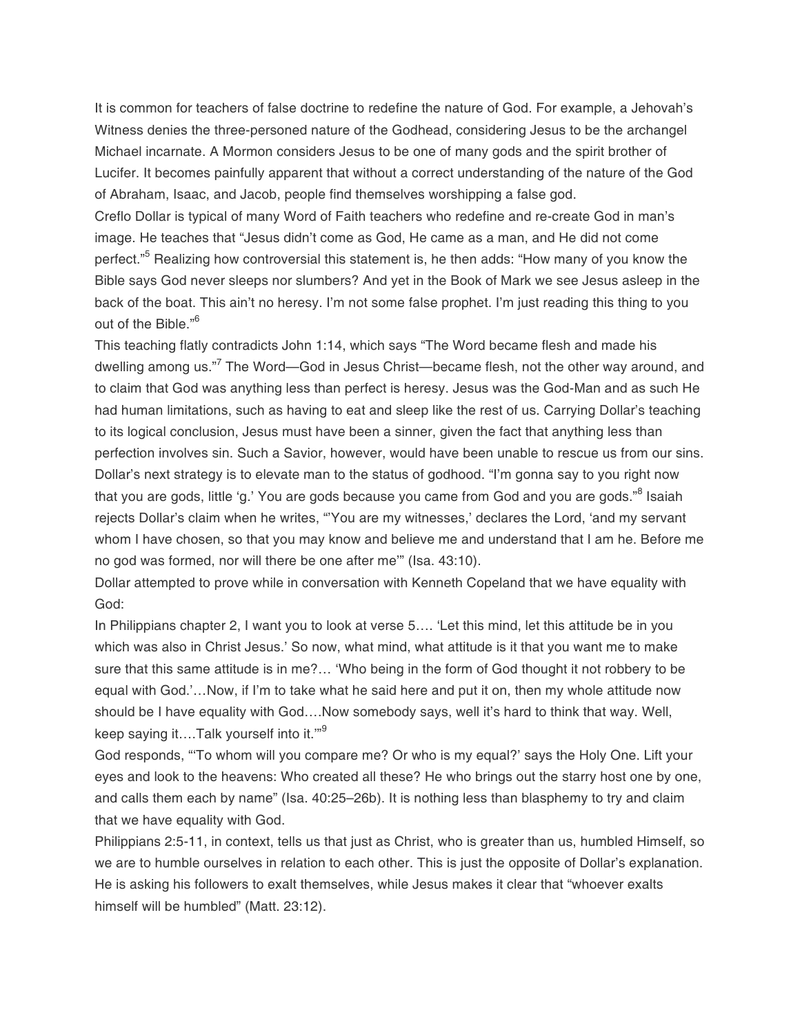It is common for teachers of false doctrine to redefine the nature of God. For example, a Jehovah's Witness denies the three-personed nature of the Godhead, considering Jesus to be the archangel Michael incarnate. A Mormon considers Jesus to be one of many gods and the spirit brother of Lucifer. It becomes painfully apparent that without a correct understanding of the nature of the God of Abraham, Isaac, and Jacob, people find themselves worshipping a false god.

Creflo Dollar is typical of many Word of Faith teachers who redefine and re-create God in man's image. He teaches that "Jesus didn't come as God, He came as a man, and He did not come perfect."[5] Realizing how controversial this statement is, he then adds: "How many of you know the Bible says God never sleeps nor slumbers? And yet in the Book of Mark we see Jesus asleep in the back of the boat. This ain't no heresy. I'm not some false prophet. I'm just reading this thing to you out of the Bible."[6]

This teaching flatly contradicts John 1:14, which says "The Word became flesh and made his dwelling among us."[7] The Word—God in Jesus Christ—became flesh, not the other way around, and to claim that God was anything less than perfect is heresy. Jesus was the God-Man and as such He had human limitations, such as having to eat and sleep like the rest of us. Carrying Dollar's teaching to its logical conclusion, Jesus must have been a sinner, given the fact that anything less than perfection involves sin. Such a Savior, however, would have been unable to rescue us from our sins.

Dollar's next strategy is to elevate man to the status of godhood. "I'm gonna say to you right now that you are gods, little 'g.' You are gods because you came from God and you are gods."[8] Isaiah rejects Dollar's claim when he writes, "'You are my witnesses,' declares the Lord, 'and my servant whom I have chosen, so that you may know and believe me and understand that I am he. Before me no god was formed, nor will there be one after me'" (Isa. 43:10).

Dollar attempted to prove while in conversation with Kenneth Copeland that we have equality with God:

In Philippians chapter 2, I want you to look at verse 5…. 'Let this mind, let this attitude be in you which was also in Christ Jesus.' So now, what mind, what attitude is it that you want me to make sure that this same attitude is in me?… 'Who being in the form of God thought it not robbery to be equal with God.'…Now, if I'm to take what he said here and put it on, then my whole attitude now should be I have equality with God….Now somebody says, well it's hard to think that way. Well, keep saying it….Talk yourself into it.'"[9]

God responds, "'To whom will you compare me? Or who is my equal?' says the Holy One. Lift your eyes and look to the heavens: Who created all these? He who brings out the starry host one by one, and calls them each by name" (Isa. 40:25–26b). It is nothing less than blasphemy to try and claim that we have equality with God.

Philippians 2:5-11, in context, tells us that just as Christ, who is greater than us, humbled Himself, so we are to humble ourselves in relation to each other. This is just the opposite of Dollar's explanation. He is asking his followers to exalt themselves, while Jesus makes it clear that "whoever exalts himself will be humbled" (Matt. 23:12).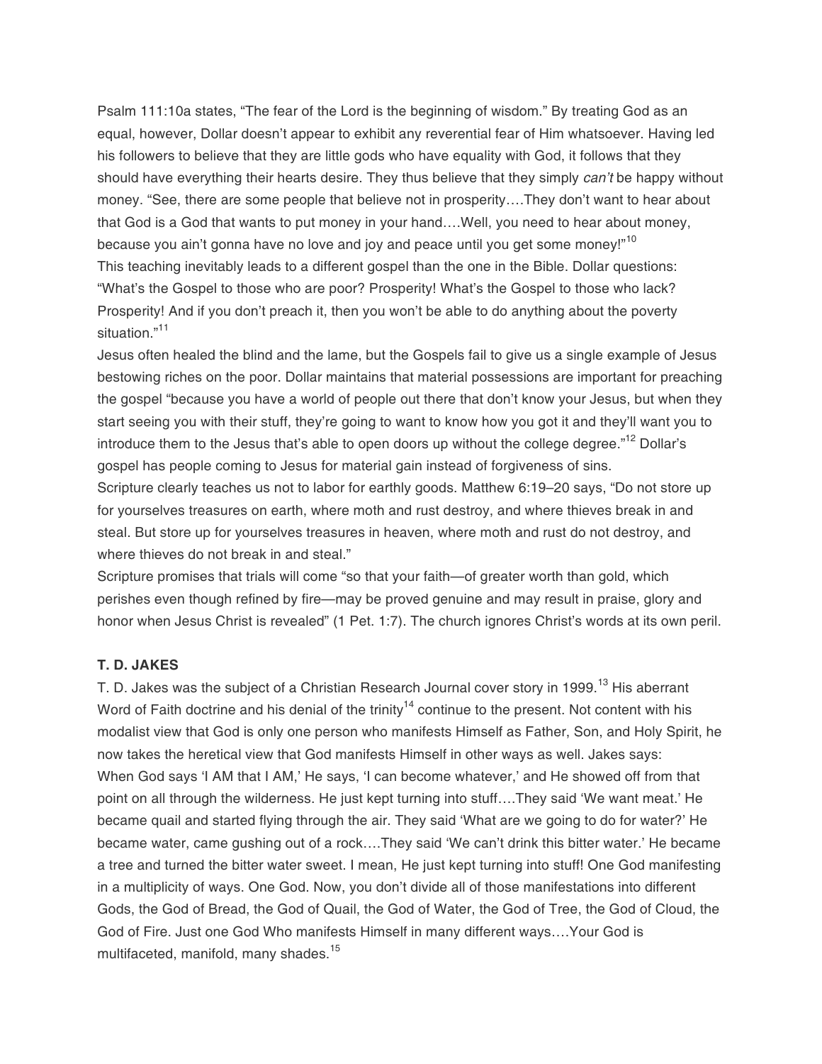Psalm 111:10a states, “The fear of the Lord is the beginning of wisdom.” By treating God as an equal, however, Dollar doesn’t appear to exhibit any reverential fear of Him whatsoever. Having led his followers to believe that they are little gods who have equality with God, it follows that they should have everything their hearts desire. They thus believe that they simply *can’t* be happy without money. “See, there are some people that believe not in prosperity….They don’t want to hear about that God is a God that wants to put money in your hand….Well, you need to hear about money, because you ain’t gonna have no love and joy and peace until you get some money!”[10]

This teaching inevitably leads to a different gospel than the one in the Bible. Dollar questions: “What’s the Gospel to those who are poor? Prosperity! What’s the Gospel to those who lack? Prosperity! And if you don’t preach it, then you won’t be able to do anything about the poverty situation.”[11]

Jesus often healed the blind and the lame, but the Gospels fail to give us a single example of Jesus bestowing riches on the poor. Dollar maintains that material possessions are important for preaching the gospel “because you have a world of people out there that don’t know your Jesus, but when they start seeing you with their stuff, they’re going to want to know how you got it and they’ll want you to introduce them to the Jesus that’s able to open doors up without the college degree.”[12] Dollar’s gospel has people coming to Jesus for material gain instead of forgiveness of sins.

Scripture clearly teaches us not to labor for earthly goods. Matthew 6:19–20 says, “Do not store up for yourselves treasures on earth, where moth and rust destroy, and where thieves break in and steal. But store up for yourselves treasures in heaven, where moth and rust do not destroy, and where thieves do not break in and steal.”

Scripture promises that trials will come “so that your faith—of greater worth than gold, which perishes even though refined by fire—may be proved genuine and may result in praise, glory and honor when Jesus Christ is revealed” (1 Pet. 1:7). The church ignores Christ’s words at its own peril.

## T. D. JAKES

T. D. Jakes was the subject of a Christian Research Journal cover story in 1999.[13] His aberrant Word of Faith doctrine and his denial of the trinity[14] continue to the present. Not content with his modalist view that God is only one person who manifests Himself as Father, Son, and Holy Spirit, he now takes the heretical view that God manifests Himself in other ways as well. Jakes says:

When God says ‘I AM that I AM,’ He says, ‘I can become whatever,’ and He showed off from that point on all through the wilderness. He just kept turning into stuff….They said ‘We want meat.’ He became quail and started flying through the air. They said ‘What are we going to do for water?’ He became water, came gushing out of a rock….They said ‘We can’t drink this bitter water.’ He became a tree and turned the bitter water sweet. I mean, He just kept turning into stuff! One God manifesting in a multiplicity of ways. One God. Now, you don’t divide all of those manifestations into different Gods, the God of Bread, the God of Quail, the God of Water, the God of Tree, the God of Cloud, the God of Fire. Just one God Who manifests Himself in many different ways….Your God is multifaceted, manifold, many shades.[15]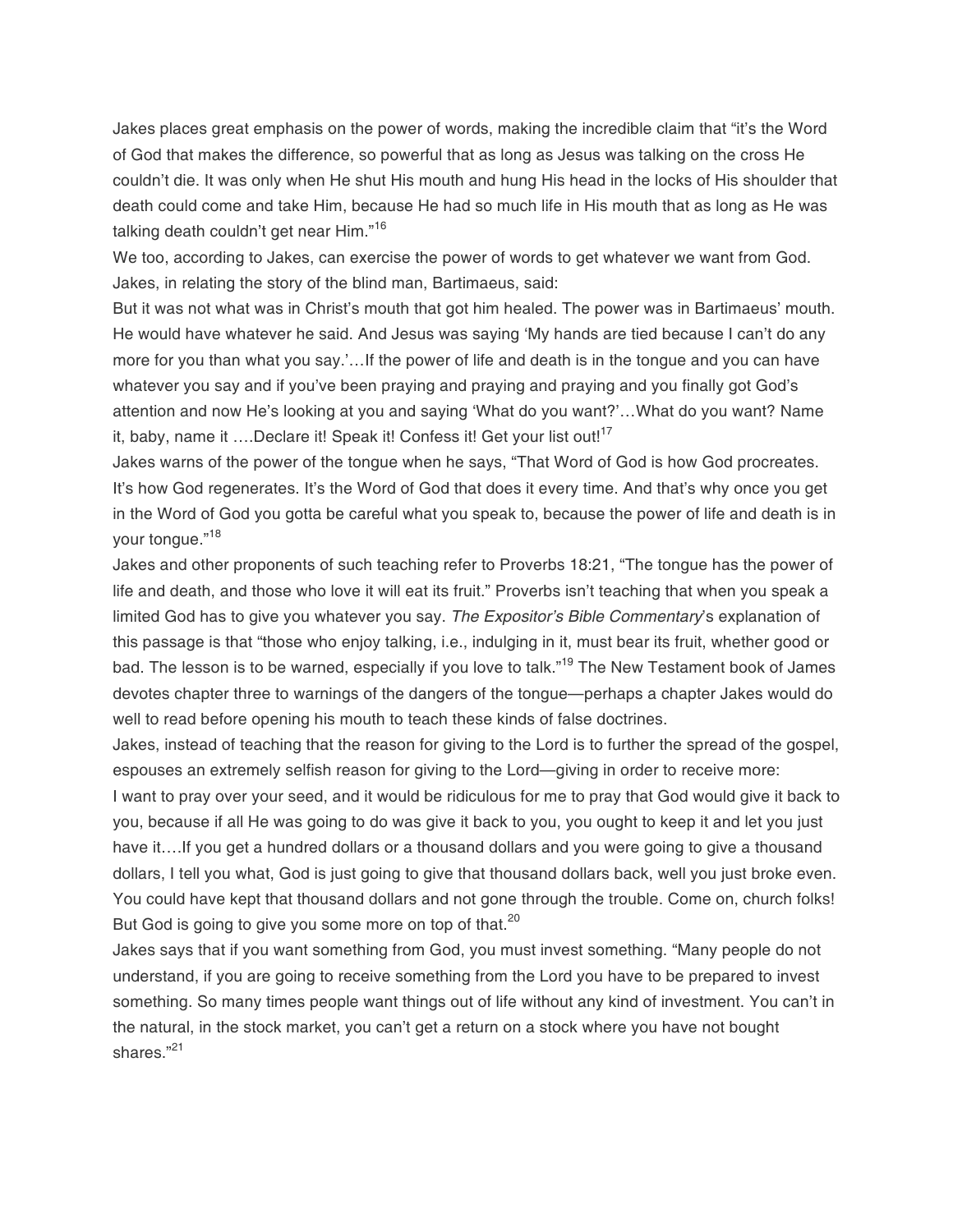Jakes places great emphasis on the power of words, making the incredible claim that "it's the Word of God that makes the difference, so powerful that as long as Jesus was talking on the cross He couldn't die. It was only when He shut His mouth and hung His head in the locks of His shoulder that death could come and take Him, because He had so much life in His mouth that as long as He was talking death couldn't get near Him."[16]

We too, according to Jakes, can exercise the power of words to get whatever we want from God. Jakes, in relating the story of the blind man, Bartimaeus, said:

But it was not what was in Christ's mouth that got him healed. The power was in Bartimaeus' mouth. He would have whatever he said. And Jesus was saying 'My hands are tied because I can't do any more for you than what you say.'…If the power of life and death is in the tongue and you can have whatever you say and if you've been praying and praying and praying and you finally got God's attention and now He's looking at you and saying 'What do you want?'…What do you want? Name it, baby, name it ….Declare it! Speak it! Confess it! Get your list out![17]

Jakes warns of the power of the tongue when he says, "That Word of God is how God procreates. It's how God regenerates. It's the Word of God that does it every time. And that's why once you get in the Word of God you gotta be careful what you speak to, because the power of life and death is in your tongue."[18]

Jakes and other proponents of such teaching refer to Proverbs 18:21, "The tongue has the power of life and death, and those who love it will eat its fruit." Proverbs isn't teaching that when you speak a limited God has to give you whatever you say. *The Expositor's Bible Commentary*'s explanation of this passage is that "those who enjoy talking, i.e., indulging in it, must bear its fruit, whether good or bad. The lesson is to be warned, especially if you love to talk."[19] The New Testament book of James devotes chapter three to warnings of the dangers of the tongue—perhaps a chapter Jakes would do well to read before opening his mouth to teach these kinds of false doctrines.

Jakes, instead of teaching that the reason for giving to the Lord is to further the spread of the gospel, espouses an extremely selfish reason for giving to the Lord—giving in order to receive more:

I want to pray over your seed, and it would be ridiculous for me to pray that God would give it back to you, because if all He was going to do was give it back to you, you ought to keep it and let you just have it….If you get a hundred dollars or a thousand dollars and you were going to give a thousand dollars, I tell you what, God is just going to give that thousand dollars back, well you just broke even. You could have kept that thousand dollars and not gone through the trouble. Come on, church folks! But God is going to give you some more on top of that.[20]

Jakes says that if you want something from God, you must invest something. "Many people do not understand, if you are going to receive something from the Lord you have to be prepared to invest something. So many times people want things out of life without any kind of investment. You can't in the natural, in the stock market, you can't get a return on a stock where you have not bought shares."[21]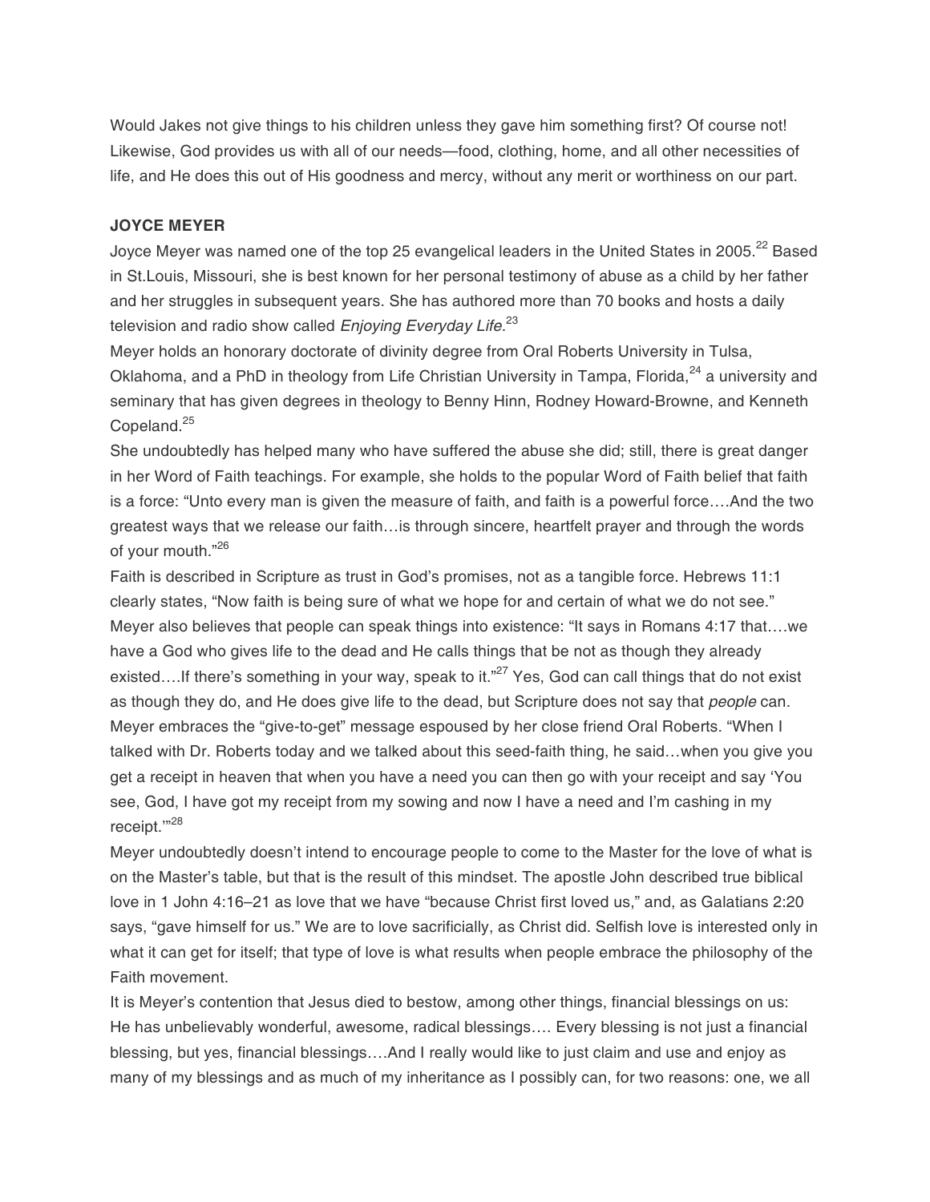Would Jakes not give things to his children unless they gave him something first? Of course not! Likewise, God provides us with all of our needs—food, clothing, home, and all other necessities of life, and He does this out of His goodness and mercy, without any merit or worthiness on our part.

### JOYCE MEYER

Joyce Meyer was named one of the top 25 evangelical leaders in the United States in 2005.[22] Based in St.Louis, Missouri, she is best known for her personal testimony of abuse as a child by her father and her struggles in subsequent years. She has authored more than 70 books and hosts a daily television and radio show called *Enjoying Everyday Life*.[23]

Meyer holds an honorary doctorate of divinity degree from Oral Roberts University in Tulsa, Oklahoma, and a PhD in theology from Life Christian University in Tampa, Florida,[24] a university and seminary that has given degrees in theology to Benny Hinn, Rodney Howard-Browne, and Kenneth Copeland.[25]

She undoubtedly has helped many who have suffered the abuse she did; still, there is great danger in her Word of Faith teachings. For example, she holds to the popular Word of Faith belief that faith is a force: "Unto every man is given the measure of faith, and faith is a powerful force….And the two greatest ways that we release our faith…is through sincere, heartfelt prayer and through the words of your mouth."[26]

Faith is described in Scripture as trust in God's promises, not as a tangible force. Hebrews 11:1 clearly states, "Now faith is being sure of what we hope for and certain of what we do not see."

Meyer also believes that people can speak things into existence: "It says in Romans 4:17 that….we have a God who gives life to the dead and He calls things that be not as though they already existed….If there's something in your way, speak to it."[27] Yes, God can call things that do not exist as though they do, and He does give life to the dead, but Scripture does not say that *people* can.

Meyer embraces the "give-to-get" message espoused by her close friend Oral Roberts. "When I talked with Dr. Roberts today and we talked about this seed-faith thing, he said…when you give you get a receipt in heaven that when you have a need you can then go with your receipt and say 'You see, God, I have got my receipt from my sowing and now I have a need and I'm cashing in my receipt.'"[28]

Meyer undoubtedly doesn't intend to encourage people to come to the Master for the love of what is on the Master's table, but that is the result of this mindset. The apostle John described true biblical love in 1 John 4:16–21 as love that we have "because Christ first loved us," and, as Galatians 2:20 says, "gave himself for us." We are to love sacrificially, as Christ did. Selfish love is interested only in what it can get for itself; that type of love is what results when people embrace the philosophy of the Faith movement.

It is Meyer's contention that Jesus died to bestow, among other things, financial blessings on us: He has unbelievably wonderful, awesome, radical blessings…. Every blessing is not just a financial blessing, but yes, financial blessings….And I really would like to just claim and use and enjoy as many of my blessings and as much of my inheritance as I possibly can, for two reasons: one, we all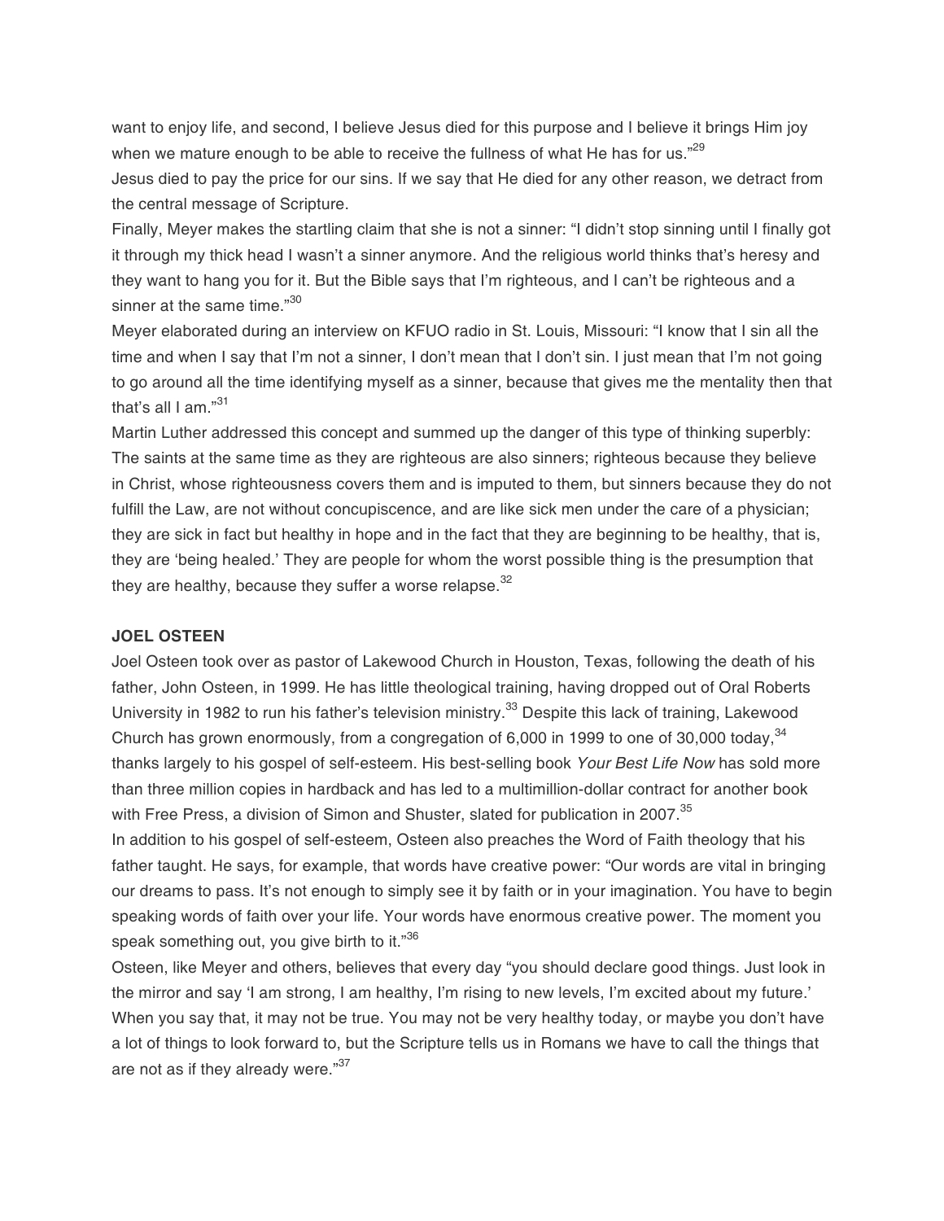want to enjoy life, and second, I believe Jesus died for this purpose and I believe it brings Him joy when we mature enough to be able to receive the fullness of what He has for us."[29]

Jesus died to pay the price for our sins. If we say that He died for any other reason, we detract from the central message of Scripture.

Finally, Meyer makes the startling claim that she is not a sinner: "I didn't stop sinning until I finally got it through my thick head I wasn't a sinner anymore. And the religious world thinks that's heresy and they want to hang you for it. But the Bible says that I'm righteous, and I can't be righteous and a sinner at the same time."[30]

Meyer elaborated during an interview on KFUO radio in St. Louis, Missouri: "I know that I sin all the time and when I say that I'm not a sinner, I don't mean that I don't sin. I just mean that I'm not going to go around all the time identifying myself as a sinner, because that gives me the mentality then that that's all I am."[31]

Martin Luther addressed this concept and summed up the danger of this type of thinking superbly: The saints at the same time as they are righteous are also sinners; righteous because they believe in Christ, whose righteousness covers them and is imputed to them, but sinners because they do not fulfill the Law, are not without concupiscence, and are like sick men under the care of a physician; they are sick in fact but healthy in hope and in the fact that they are beginning to be healthy, that is, they are 'being healed.' They are people for whom the worst possible thing is the presumption that they are healthy, because they suffer a worse relapse.[32]

**JOEL OSTEEN**

Joel Osteen took over as pastor of Lakewood Church in Houston, Texas, following the death of his father, John Osteen, in 1999. He has little theological training, having dropped out of Oral Roberts University in 1982 to run his father's television ministry.[33] Despite this lack of training, Lakewood Church has grown enormously, from a congregation of 6,000 in 1999 to one of 30,000 today,[34] thanks largely to his gospel of self-esteem. His best-selling book *Your Best Life Now* has sold more than three million copies in hardback and has led to a multimillion-dollar contract for another book with Free Press, a division of Simon and Shuster, slated for publication in 2007.[35]

In addition to his gospel of self-esteem, Osteen also preaches the Word of Faith theology that his father taught. He says, for example, that words have creative power: "Our words are vital in bringing our dreams to pass. It's not enough to simply see it by faith or in your imagination. You have to begin speaking words of faith over your life. Your words have enormous creative power. The moment you speak something out, you give birth to it."[36]

Osteen, like Meyer and others, believes that every day "you should declare good things. Just look in the mirror and say 'I am strong, I am healthy, I'm rising to new levels, I'm excited about my future.' When you say that, it may not be true. You may not be very healthy today, or maybe you don't have a lot of things to look forward to, but the Scripture tells us in Romans we have to call the things that are not as if they already were."[37]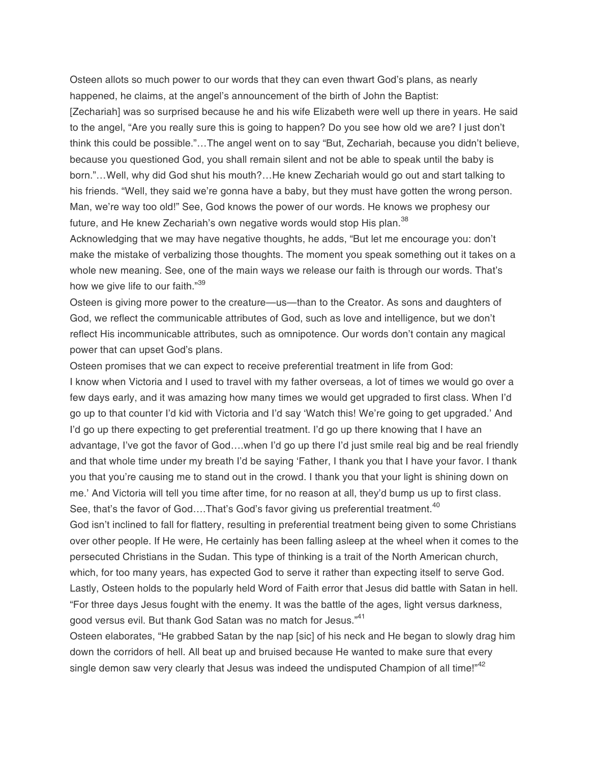Osteen allots so much power to our words that they can even thwart God's plans, as nearly happened, he claims, at the angel's announcement of the birth of John the Baptist:

[Zechariah] was so surprised because he and his wife Elizabeth were well up there in years. He said to the angel, "Are you really sure this is going to happen? Do you see how old we are? I just don't think this could be possible."…The angel went on to say "But, Zechariah, because you didn't believe, because you questioned God, you shall remain silent and not be able to speak until the baby is born."…Well, why did God shut his mouth?…He knew Zechariah would go out and start talking to his friends. "Well, they said we're gonna have a baby, but they must have gotten the wrong person. Man, we're way too old!" See, God knows the power of our words. He knows we prophesy our future, and He knew Zechariah's own negative words would stop His plan.[38]

Acknowledging that we may have negative thoughts, he adds, "But let me encourage you: don't make the mistake of verbalizing those thoughts. The moment you speak something out it takes on a whole new meaning. See, one of the main ways we release our faith is through our words. That's how we give life to our faith."[39]

Osteen is giving more power to the creature—us—than to the Creator. As sons and daughters of God, we reflect the communicable attributes of God, such as love and intelligence, but we don't reflect His incommunicable attributes, such as omnipotence. Our words don't contain any magical power that can upset God's plans.

Osteen promises that we can expect to receive preferential treatment in life from God:

I know when Victoria and I used to travel with my father overseas, a lot of times we would go over a few days early, and it was amazing how many times we would get upgraded to first class. When I'd go up to that counter I'd kid with Victoria and I'd say 'Watch this! We're going to get upgraded.' And I'd go up there expecting to get preferential treatment. I'd go up there knowing that I have an advantage, I've got the favor of God….when I'd go up there I'd just smile real big and be real friendly and that whole time under my breath I'd be saying 'Father, I thank you that I have your favor. I thank you that you're causing me to stand out in the crowd. I thank you that your light is shining down on me.' And Victoria will tell you time after time, for no reason at all, they'd bump us up to first class. See, that's the favor of God….That's God's favor giving us preferential treatment.[40]

God isn't inclined to fall for flattery, resulting in preferential treatment being given to some Christians over other people. If He were, He certainly has been falling asleep at the wheel when it comes to the persecuted Christians in the Sudan. This type of thinking is a trait of the North American church, which, for too many years, has expected God to serve it rather than expecting itself to serve God.

Lastly, Osteen holds to the popularly held Word of Faith error that Jesus did battle with Satan in hell. "For three days Jesus fought with the enemy. It was the battle of the ages, light versus darkness, good versus evil. But thank God Satan was no match for Jesus."[41]

Osteen elaborates, "He grabbed Satan by the nap [sic] of his neck and He began to slowly drag him down the corridors of hell. All beat up and bruised because He wanted to make sure that every single demon saw very clearly that Jesus was indeed the undisputed Champion of all time!"[42]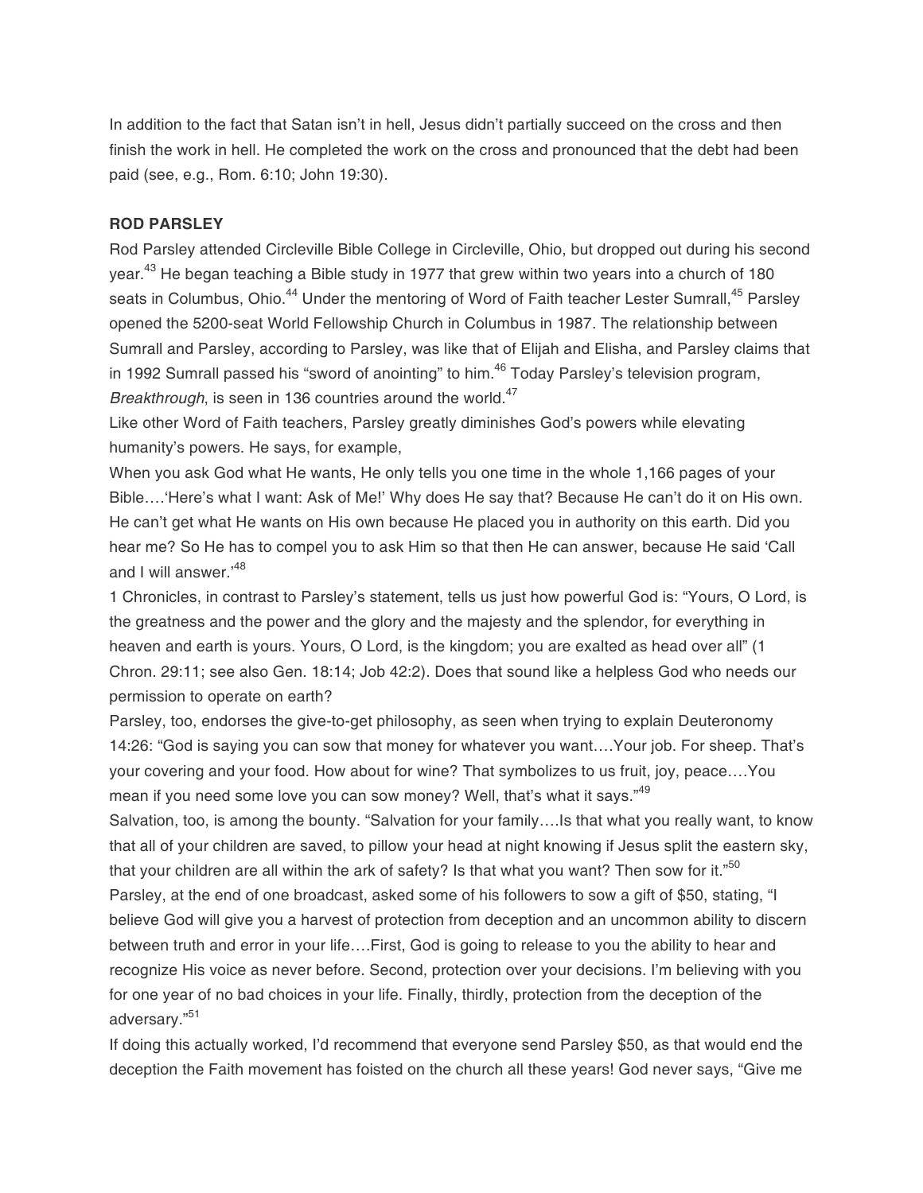In addition to the fact that Satan isn't in hell, Jesus didn't partially succeed on the cross and then finish the work in hell. He completed the work on the cross and pronounced that the debt had been paid (see, e.g., Rom. 6:10; John 19:30).

**ROD PARSLEY**

Rod Parsley attended Circleville Bible College in Circleville, Ohio, but dropped out during his second year.[43] He began teaching a Bible study in 1977 that grew within two years into a church of 180 seats in Columbus, Ohio.[44] Under the mentoring of Word of Faith teacher Lester Sumrall,[45] Parsley opened the 5200-seat World Fellowship Church in Columbus in 1987. The relationship between Sumrall and Parsley, according to Parsley, was like that of Elijah and Elisha, and Parsley claims that in 1992 Sumrall passed his "sword of anointing" to him.[46] Today Parsley's television program, *Breakthrough*, is seen in 136 countries around the world.[47]

Like other Word of Faith teachers, Parsley greatly diminishes God's powers while elevating humanity's powers. He says, for example,

When you ask God what He wants, He only tells you one time in the whole 1,166 pages of your Bible….'Here's what I want: Ask of Me!' Why does He say that? Because He can't do it on His own. He can't get what He wants on His own because He placed you in authority on this earth. Did you hear me? So He has to compel you to ask Him so that then He can answer, because He said 'Call and I will answer.'[48]

1 Chronicles, in contrast to Parsley's statement, tells us just how powerful God is: "Yours, O Lord, is the greatness and the power and the glory and the majesty and the splendor, for everything in heaven and earth is yours. Yours, O Lord, is the kingdom; you are exalted as head over all" (1 Chron. 29:11; see also Gen. 18:14; Job 42:2). Does that sound like a helpless God who needs our permission to operate on earth?

Parsley, too, endorses the give-to-get philosophy, as seen when trying to explain Deuteronomy 14:26: "God is saying you can sow that money for whatever you want….Your job. For sheep. That's your covering and your food. How about for wine? That symbolizes to us fruit, joy, peace….You mean if you need some love you can sow money? Well, that's what it says."[49]

Salvation, too, is among the bounty. "Salvation for your family….Is that what you really want, to know that all of your children are saved, to pillow your head at night knowing if Jesus split the eastern sky, that your children are all within the ark of safety? Is that what you want? Then sow for it."[50]

Parsley, at the end of one broadcast, asked some of his followers to sow a gift of $50, stating, "I believe God will give you a harvest of protection from deception and an uncommon ability to discern between truth and error in your life….First, God is going to release to you the ability to hear and recognize His voice as never before. Second, protection over your decisions. I'm believing with you for one year of no bad choices in your life. Finally, thirdly, protection from the deception of the adversary."[51]

If doing this actually worked, I'd recommend that everyone send Parsley $50, as that would end the deception the Faith movement has foisted on the church all these years! God never says, "Give me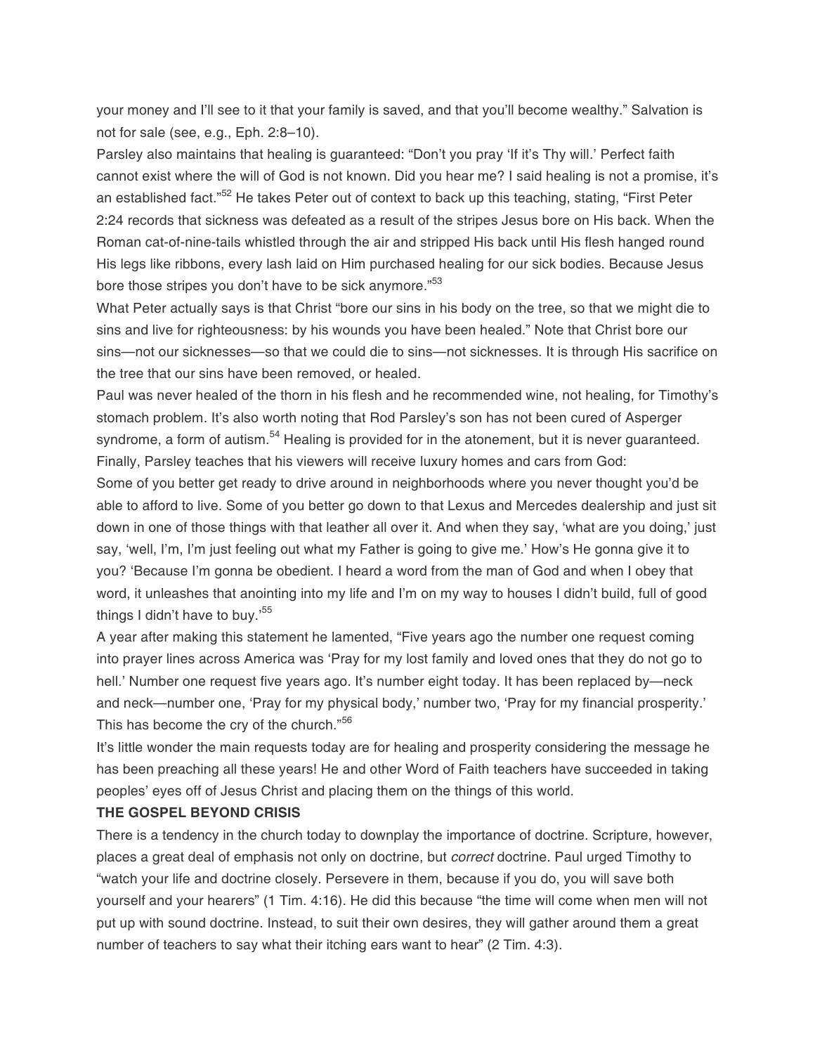your money and I'll see to it that your family is saved, and that you'll become wealthy." Salvation is not for sale (see, e.g., Eph. 2:8–10).

Parsley also maintains that healing is guaranteed: "Don't you pray 'If it's Thy will.' Perfect faith cannot exist where the will of God is not known. Did you hear me? I said healing is not a promise, it's an established fact."[52] He takes Peter out of context to back up this teaching, stating, "First Peter 2:24 records that sickness was defeated as a result of the stripes Jesus bore on His back. When the Roman cat-of-nine-tails whistled through the air and stripped His back until His flesh hanged round His legs like ribbons, every lash laid on Him purchased healing for our sick bodies. Because Jesus bore those stripes you don't have to be sick anymore."[53]

What Peter actually says is that Christ "bore our sins in his body on the tree, so that we might die to sins and live for righteousness: by his wounds you have been healed." Note that Christ bore our sins—not our sicknesses—so that we could die to sins—not sicknesses. It is through His sacrifice on the tree that our sins have been removed, or healed.

Paul was never healed of the thorn in his flesh and he recommended wine, not healing, for Timothy's stomach problem. It's also worth noting that Rod Parsley's son has not been cured of Asperger syndrome, a form of autism.[54] Healing is provided for in the atonement, but it is never guaranteed.

Finally, Parsley teaches that his viewers will receive luxury homes and cars from God:

Some of you better get ready to drive around in neighborhoods where you never thought you'd be able to afford to live. Some of you better go down to that Lexus and Mercedes dealership and just sit down in one of those things with that leather all over it. And when they say, 'what are you doing,' just say, 'well, I'm, I'm just feeling out what my Father is going to give me.' How's He gonna give it to you? 'Because I'm gonna be obedient. I heard a word from the man of God and when I obey that word, it unleashes that anointing into my life and I'm on my way to houses I didn't build, full of good things I didn't have to buy.'[55]

A year after making this statement he lamented, "Five years ago the number one request coming into prayer lines across America was 'Pray for my lost family and loved ones that they do not go to hell.' Number one request five years ago. It's number eight today. It has been replaced by—neck and neck—number one, 'Pray for my physical body,' number two, 'Pray for my financial prosperity.' This has become the cry of the church."[56]

It's little wonder the main requests today are for healing and prosperity considering the message he has been preaching all these years! He and other Word of Faith teachers have succeeded in taking peoples' eyes off of Jesus Christ and placing them on the things of this world.

**THE GOSPEL BEYOND CRISIS**

There is a tendency in the church today to downplay the importance of doctrine. Scripture, however, places a great deal of emphasis not only on doctrine, but *correct* doctrine. Paul urged Timothy to "watch your life and doctrine closely. Persevere in them, because if you do, you will save both yourself and your hearers" (1 Tim. 4:16). He did this because "the time will come when men will not put up with sound doctrine. Instead, to suit their own desires, they will gather around them a great number of teachers to say what their itching ears want to hear" (2 Tim. 4:3).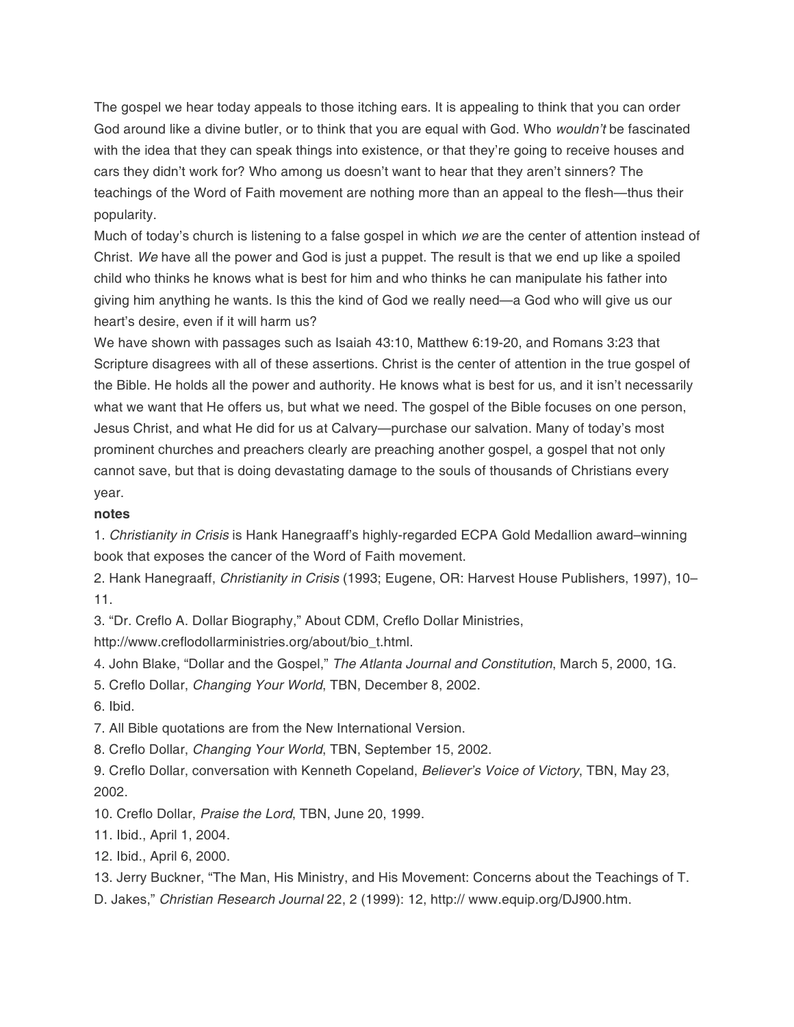The gospel we hear today appeals to those itching ears. It is appealing to think that you can order God around like a divine butler, or to think that you are equal with God. Who *wouldn't* be fascinated with the idea that they can speak things into existence, or that they're going to receive houses and cars they didn't work for? Who among us doesn't want to hear that they aren't sinners? The teachings of the Word of Faith movement are nothing more than an appeal to the flesh—thus their popularity.

Much of today's church is listening to a false gospel in which *we* are the center of attention instead of Christ. *We* have all the power and God is just a puppet. The result is that we end up like a spoiled child who thinks he knows what is best for him and who thinks he can manipulate his father into giving him anything he wants. Is this the kind of God we really need—a God who will give us our heart's desire, even if it will harm us?

We have shown with passages such as Isaiah 43:10, Matthew 6:19-20, and Romans 3:23 that Scripture disagrees with all of these assertions. Christ is the center of attention in the true gospel of the Bible. He holds all the power and authority. He knows what is best for us, and it isn't necessarily what we want that He offers us, but what we need. The gospel of the Bible focuses on one person, Jesus Christ, and what He did for us at Calvary—purchase our salvation. Many of today's most prominent churches and preachers clearly are preaching another gospel, a gospel that not only cannot save, but that is doing devastating damage to the souls of thousands of Christians every year.

**notes**

1. *Christianity in Crisis* is Hank Hanegraaff's highly-regarded ECPA Gold Medallion award–winning book that exposes the cancer of the Word of Faith movement.
2. Hank Hanegraaff, *Christianity in Crisis* (1993; Eugene, OR: Harvest House Publishers, 1997), 10–11.
3. "Dr. Creflo A. Dollar Biography," About CDM, Creflo Dollar Ministries, http://www.creflodollarministries.org/about/bio_t.html.
4. John Blake, "Dollar and the Gospel," *The Atlanta Journal and Constitution*, March 5, 2000, 1G.
5. Creflo Dollar, *Changing Your World*, TBN, December 8, 2002.
6. Ibid.
7. All Bible quotations are from the New International Version.
8. Creflo Dollar, *Changing Your World*, TBN, September 15, 2002.
9. Creflo Dollar, conversation with Kenneth Copeland, *Believer's Voice of Victory*, TBN, May 23, 2002.
10. Creflo Dollar, *Praise the Lord*, TBN, June 20, 1999.
11. Ibid., April 1, 2004.
12. Ibid., April 6, 2000.
13. Jerry Buckner, "The Man, His Ministry, and His Movement: Concerns about the Teachings of T. D. Jakes," *Christian Research Journal* 22, 2 (1999): 12, http:// www.equip.org/DJ900.htm.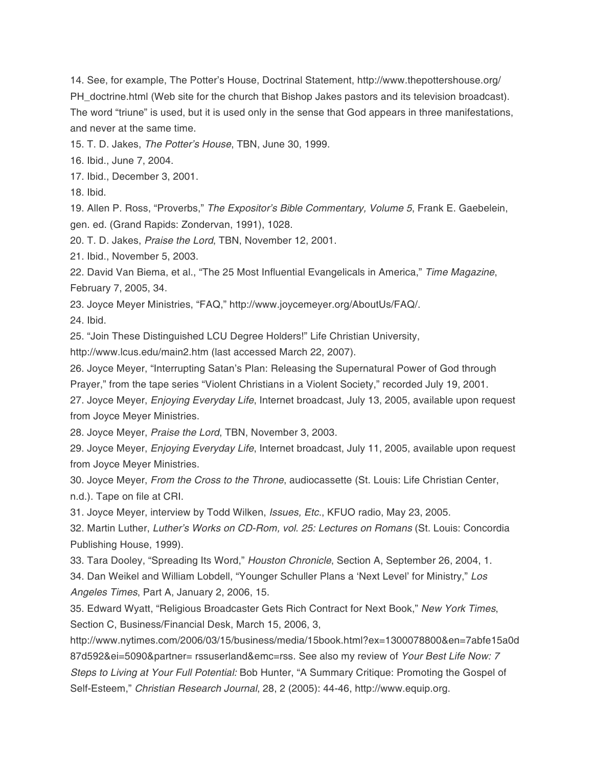14. See, for example, The Potter's House, Doctrinal Statement, http://www.thepottershouse.org/PH_doctrine.html (Web site for the church that Bishop Jakes pastors and its television broadcast). The word "triune" is used, but it is used only in the sense that God appears in three manifestations, and never at the same time.

15. T. D. Jakes, *The Potter's House*, TBN, June 30, 1999.

16. Ibid., June 7, 2004.

17. Ibid., December 3, 2001.

18. Ibid.

19. Allen P. Ross, "Proverbs," *The Expositor's Bible Commentary, Volume 5*, Frank E. Gaebelein, gen. ed. (Grand Rapids: Zondervan, 1991), 1028.

20. T. D. Jakes, *Praise the Lord*, TBN, November 12, 2001.

21. Ibid., November 5, 2003.

22. David Van Biema, et al., "The 25 Most Influential Evangelicals in America," *Time Magazine*, February 7, 2005, 34.

23. Joyce Meyer Ministries, "FAQ," http://www.joycemeyer.org/AboutUs/FAQ/.

24. Ibid.

25. "Join These Distinguished LCU Degree Holders!" Life Christian University, http://www.lcus.edu/main2.htm (last accessed March 22, 2007).

26. Joyce Meyer, "Interrupting Satan's Plan: Releasing the Supernatural Power of God through Prayer," from the tape series "Violent Christians in a Violent Society," recorded July 19, 2001.

27. Joyce Meyer, *Enjoying Everyday Life*, Internet broadcast, July 13, 2005, available upon request from Joyce Meyer Ministries.

28. Joyce Meyer, *Praise the Lord*, TBN, November 3, 2003.

29. Joyce Meyer, *Enjoying Everyday Life*, Internet broadcast, July 11, 2005, available upon request from Joyce Meyer Ministries.

30. Joyce Meyer, *From the Cross to the Throne*, audiocassette (St. Louis: Life Christian Center, n.d.). Tape on file at CRI.

31. Joyce Meyer, interview by Todd Wilken, *Issues, Etc.*, KFUO radio, May 23, 2005.

32. Martin Luther, *Luther's Works on CD-Rom, vol. 25: Lectures on Romans* (St. Louis: Concordia Publishing House, 1999).

33. Tara Dooley, "Spreading Its Word," *Houston Chronicle*, Section A, September 26, 2004, 1.

34. Dan Weikel and William Lobdell, "Younger Schuller Plans a 'Next Level' for Ministry," *Los Angeles Times*, Part A, January 2, 2006, 15.

35. Edward Wyatt, "Religious Broadcaster Gets Rich Contract for Next Book," *New York Times*, Section C, Business/Financial Desk, March 15, 2006, 3, http://www.nytimes.com/2006/03/15/business/media/15book.html?ex=1300078800&en=7abfe15a0d87d592&ei=5090&partner= rssuserland&emc=rss. See also my review of *Your Best Life Now: 7 Steps to Living at Your Full Potential:* Bob Hunter, "A Summary Critique: Promoting the Gospel of Self-Esteem," *Christian Research Journal*, 28, 2 (2005): 44-46, http://www.equip.org.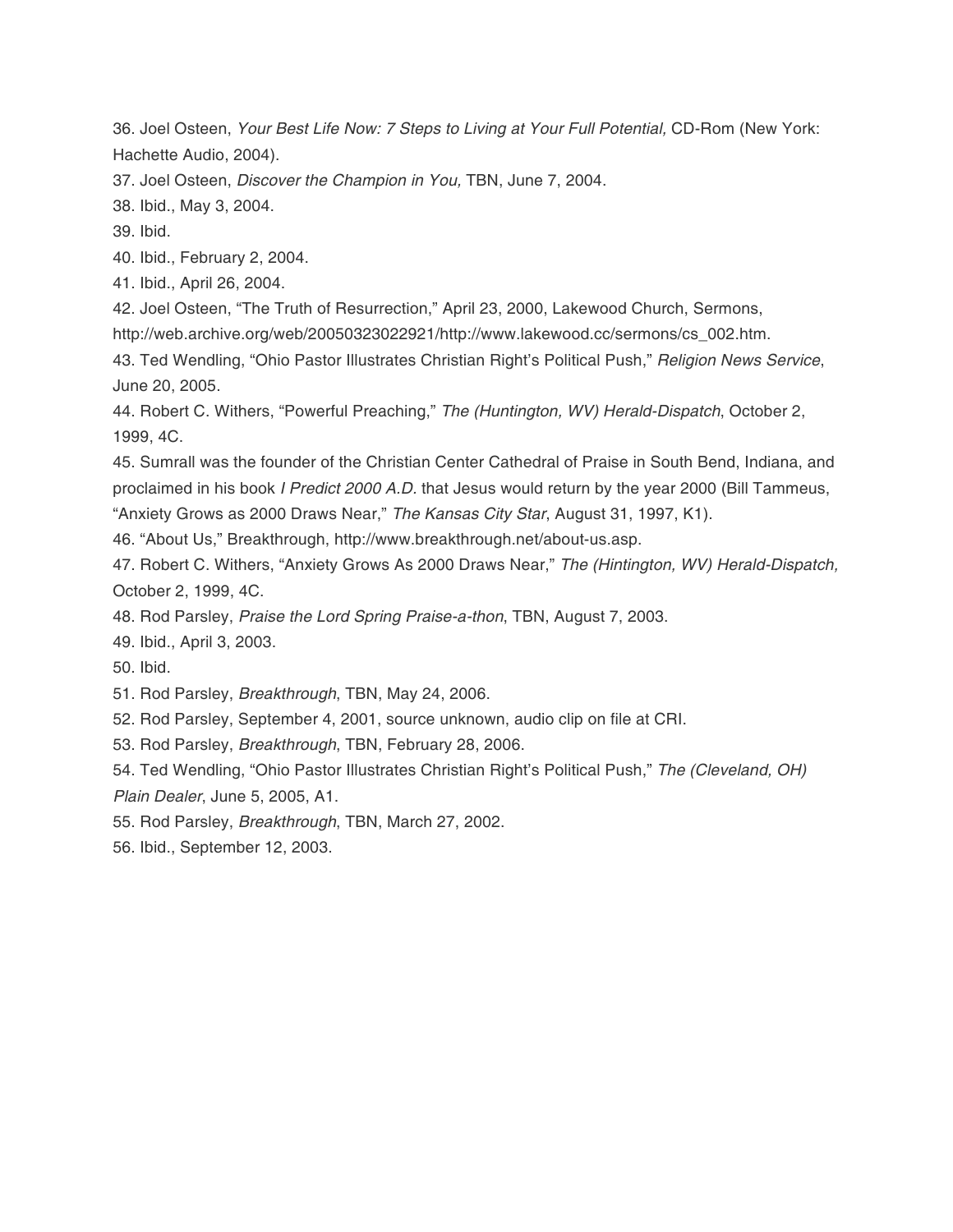36. Joel Osteen, *Your Best Life Now: 7 Steps to Living at Your Full Potential,* CD-Rom (New York: Hachette Audio, 2004).

37. Joel Osteen, *Discover the Champion in You,* TBN, June 7, 2004.

38. Ibid., May 3, 2004.

39. Ibid.

40. Ibid., February 2, 2004.

41. Ibid., April 26, 2004.

42. Joel Osteen, "The Truth of Resurrection," April 23, 2000, Lakewood Church, Sermons, http://web.archive.org/web/20050323022921/http://www.lakewood.cc/sermons/cs_002.htm.

43. Ted Wendling, "Ohio Pastor Illustrates Christian Right's Political Push," *Religion News Service*, June 20, 2005.

44. Robert C. Withers, "Powerful Preaching," *The (Huntington, WV) Herald-Dispatch*, October 2, 1999, 4C.

45. Sumrall was the founder of the Christian Center Cathedral of Praise in South Bend, Indiana, and proclaimed in his book *I Predict 2000 A.D.* that Jesus would return by the year 2000 (Bill Tammeus, "Anxiety Grows as 2000 Draws Near," *The Kansas City Star*, August 31, 1997, K1).

46. "About Us," Breakthrough, http://www.breakthrough.net/about-us.asp.

47. Robert C. Withers, "Anxiety Grows As 2000 Draws Near," *The (Hintington, WV) Herald-Dispatch,* October 2, 1999, 4C.

48. Rod Parsley, *Praise the Lord Spring Praise-a-thon*, TBN, August 7, 2003.

49. Ibid., April 3, 2003.

50. Ibid.

51. Rod Parsley, *Breakthrough*, TBN, May 24, 2006.

52. Rod Parsley, September 4, 2001, source unknown, audio clip on file at CRI.

53. Rod Parsley, *Breakthrough*, TBN, February 28, 2006.

54. Ted Wendling, "Ohio Pastor Illustrates Christian Right's Political Push," *The (Cleveland, OH) Plain Dealer*, June 5, 2005, A1.

55. Rod Parsley, *Breakthrough*, TBN, March 27, 2002.

56. Ibid., September 12, 2003.